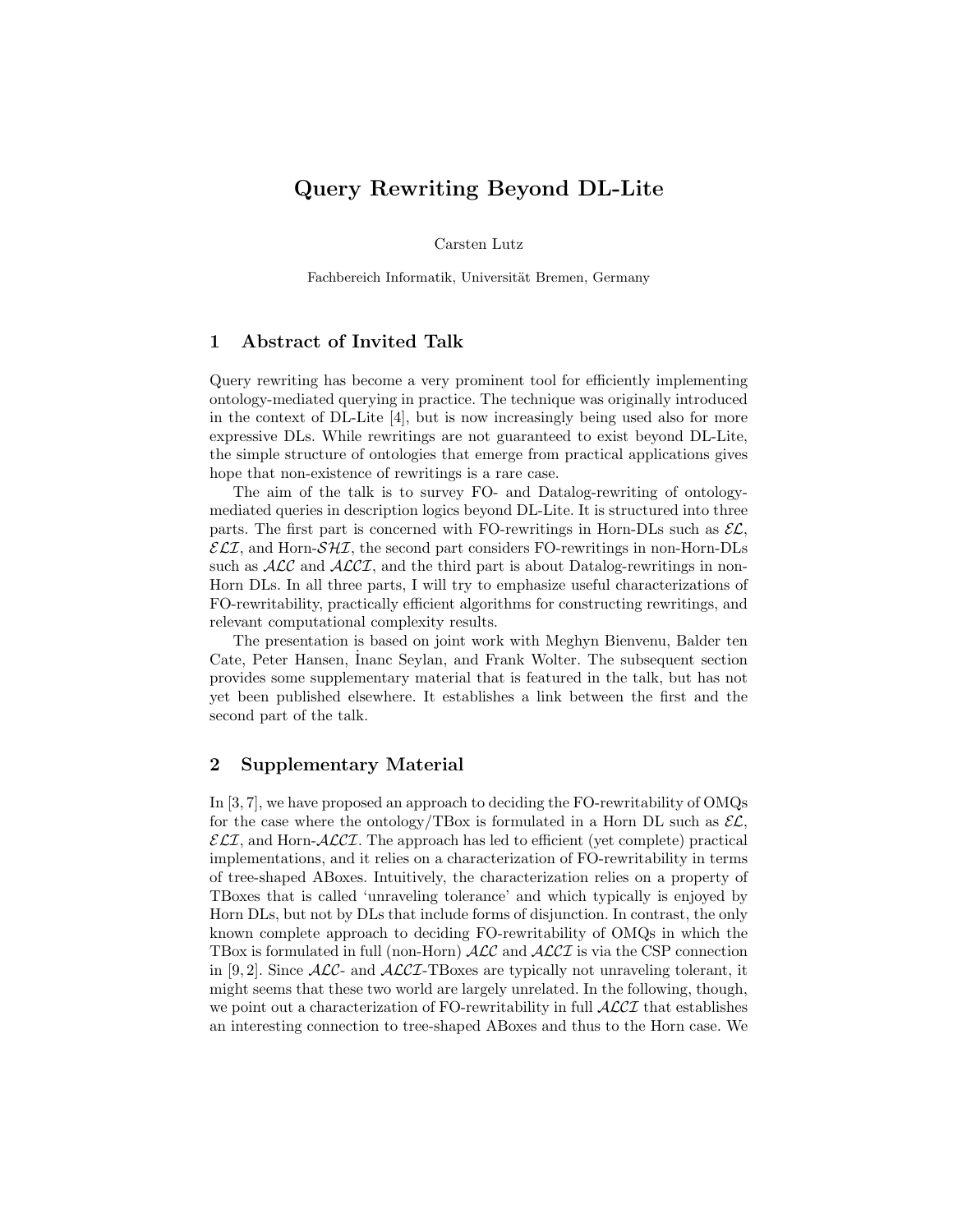# Query Rewriting Beyond DL-Lite

Carsten Lutz

Fachbereich Informatik, Universität Bremen, Germany

## 1 Abstract of Invited Talk

Query rewriting has become a very prominent tool for efficiently implementing ontology-mediated querying in practice. The technique was originally introduced in the context of DL-Lite [4], but is now increasingly being used also for more expressive DLs. While rewritings are not guaranteed to exist beyond DL-Lite, the simple structure of ontologies that emerge from practical applications gives hope that non-existence of rewritings is a rare case.

The aim of the talk is to survey FO- and Datalog-rewriting of ontology-mediated queries in description logics beyond DL-Lite. It is structured into three parts. The first part is concerned with FO-rewritings in Horn-DLs such as $\mathcal{EL}$, $\mathcal{ELI}$, and Horn-$\mathcal{SHI}$, the second part considers FO-rewritings in non-Horn-DLs such as $\mathcal{ALC}$ and $\mathcal{ALCI}$, and the third part is about Datalog-rewritings in non-Horn DLs. In all three parts, I will try to emphasize useful characterizations of FO-rewritability, practically efficient algorithms for constructing rewritings, and relevant computational complexity results.

The presentation is based on joint work with Meghyn Bienvenu, Balder ten Cate, Peter Hansen, İnanc Seylan, and Frank Wolter. The subsequent section provides some supplementary material that is featured in the talk, but has not yet been published elsewhere. It establishes a link between the first and the second part of the talk.

## 2 Supplementary Material

In [3, 7], we have proposed an approach to deciding the FO-rewritability of OMQs for the case where the ontology/TBox is formulated in a Horn DL such as $\mathcal{EL}$, $\mathcal{ELI}$, and Horn-$\mathcal{ALCI}$. The approach has led to efficient (yet complete) practical implementations, and it relies on a characterization of FO-rewritability in terms of tree-shaped ABoxes. Intuitively, the characterization relies on a property of TBoxes that is called 'unraveling tolerance' and which typically is enjoyed by Horn DLs, but not by DLs that include forms of disjunction. In contrast, the only known complete approach to deciding FO-rewritability of OMQs in which the TBox is formulated in full (non-Horn) $\mathcal{ALC}$ and $\mathcal{ALCI}$ is via the CSP connection in [9, 2]. Since $\mathcal{ALC}$- and $\mathcal{ALCI}$-TBoxes are typically not unraveling tolerant, it might seems that these two world are largely unrelated. In the following, though, we point out a characterization of FO-rewritability in full $\mathcal{ALCI}$ that establishes an interesting connection to tree-shaped ABoxes and thus to the Horn case. We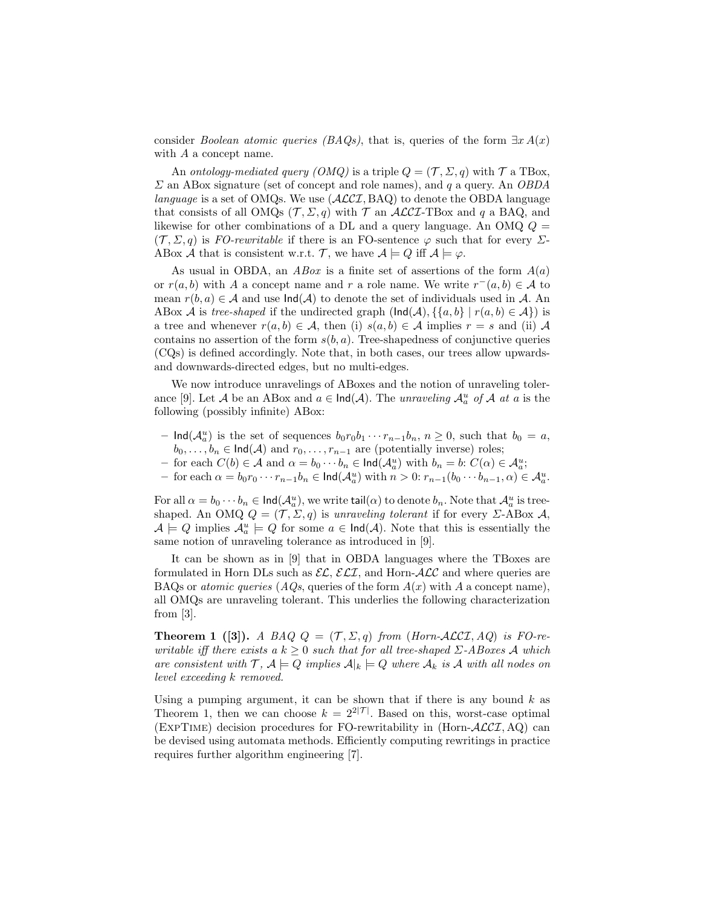consider *Boolean atomic queries (BAQs)*, that is, queries of the form $\exists x\, A(x)$ with $A$ a concept name.

An *ontology-mediated query (OMQ)* is a triple $Q = (\mathcal{T}, \Sigma, q)$ with $\mathcal{T}$ a TBox, $\Sigma$ an ABox signature (set of concept and role names), and $q$ a query. An *OBDA language* is a set of OMQs. We use $(\mathcal{ALCI}, \text{BAQ})$ to denote the OBDA language that consists of all OMQs $(\mathcal{T}, \Sigma, q)$ with $\mathcal{T}$ an $\mathcal{ALCI}$-TBox and $q$ a BAQ, and likewise for other combinations of a DL and a query language. An OMQ $Q = (\mathcal{T}, \Sigma, q)$ is *FO-rewritable* if there is an FO-sentence $\varphi$ such that for every $\Sigma$-ABox $\mathcal{A}$ that is consistent w.r.t. $\mathcal{T}$, we have $\mathcal{A} \models Q$ iff $\mathcal{A} \models \varphi$.

As usual in OBDA, an *ABox* is a finite set of assertions of the form $A(a)$ or $r(a, b)$ with $A$ a concept name and $r$ a role name. We write $r^-(a, b) \in \mathcal{A}$ to mean $r(b, a) \in \mathcal{A}$ and use $\mathsf{Ind}(\mathcal{A})$ to denote the set of individuals used in $\mathcal{A}$. An ABox $\mathcal{A}$ is *tree-shaped* if the undirected graph $(\mathsf{Ind}(\mathcal{A}), \{\{a, b\} \mid r(a, b) \in \mathcal{A}\})$ is a tree and whenever $r(a, b) \in \mathcal{A}$, then (i) $s(a, b) \in \mathcal{A}$ implies $r = s$ and (ii) $\mathcal{A}$ contains no assertion of the form $s(b, a)$. Tree-shapedness of conjunctive queries (CQs) is defined accordingly. Note that, in both cases, our trees allow upwards- and downwards-directed edges, but no multi-edges.

We now introduce unravelings of ABoxes and the notion of unraveling tolerance [9]. Let $\mathcal{A}$ be an ABox and $a \in \mathsf{Ind}(\mathcal{A})$. The *unraveling $\mathcal{A}^u_a$ of $\mathcal{A}$ at $a$* is the following (possibly infinite) ABox:

- $\mathsf{Ind}(\mathcal{A}^u_a)$ is the set of sequences $b_0 r_0 b_1 \cdots r_{n-1} b_n$, $n \geq 0$, such that $b_0 = a$, $b_0, \ldots, b_n \in \mathsf{Ind}(\mathcal{A})$ and $r_0, \ldots, r_{n-1}$ are (potentially inverse) roles;
- for each $C(b) \in \mathcal{A}$ and $\alpha = b_0 \cdots b_n \in \mathsf{Ind}(\mathcal{A}^u_a)$ with $b_n = b$: $C(\alpha) \in \mathcal{A}^u_a$;
- for each $\alpha = b_0 r_0 \cdots r_{n-1} b_n \in \mathsf{Ind}(\mathcal{A}^u_a)$ with $n > 0$: $r_{n-1}(b_0 \cdots b_{n-1}, \alpha) \in \mathcal{A}^u_a$.

For all $\alpha = b_0 \cdots b_n \in \mathsf{Ind}(\mathcal{A}^u_a)$, we write $\mathsf{tail}(\alpha)$ to denote $b_n$. Note that $\mathcal{A}^u_a$ is tree-shaped. An OMQ $Q = (\mathcal{T}, \Sigma, q)$ is *unraveling tolerant* if for every $\Sigma$-ABox $\mathcal{A}$, $\mathcal{A} \models Q$ implies $\mathcal{A}^u_a \models Q$ for some $a \in \mathsf{Ind}(\mathcal{A})$. Note that this is essentially the same notion of unraveling tolerance as introduced in [9].

It can be shown as in [9] that in OBDA languages where the TBoxes are formulated in Horn DLs such as $\mathcal{EL}$, $\mathcal{ELI}$, and Horn-$\mathcal{ALC}$ and where queries are BAQs or *atomic queries* (*AQs*, queries of the form $A(x)$ with $A$ a concept name), all OMQs are unraveling tolerant. This underlies the following characterization from [3].

**Theorem 1 ([3]).** *A BAQ $Q = (\mathcal{T}, \Sigma, q)$ from (Horn-$\mathcal{ALCI}$, AQ) is FO-rewritable iff there exists a $k \geq 0$ such that for all tree-shaped $\Sigma$-ABoxes $\mathcal{A}$ which are consistent with $\mathcal{T}$, $\mathcal{A} \models Q$ implies $\mathcal{A}|_k \models Q$ where $\mathcal{A}_k$ is $\mathcal{A}$ with all nodes on level exceeding $k$ removed.*

Using a pumping argument, it can be shown that if there is any bound $k$ as Theorem 1, then we can choose $k = 2^{2|\mathcal{T}|}$. Based on this, worst-case optimal (ExpTime) decision procedures for FO-rewritability in (Horn-$\mathcal{ALCI}$, AQ) can be devised using automata methods. Efficiently computing rewritings in practice requires further algorithm engineering [7].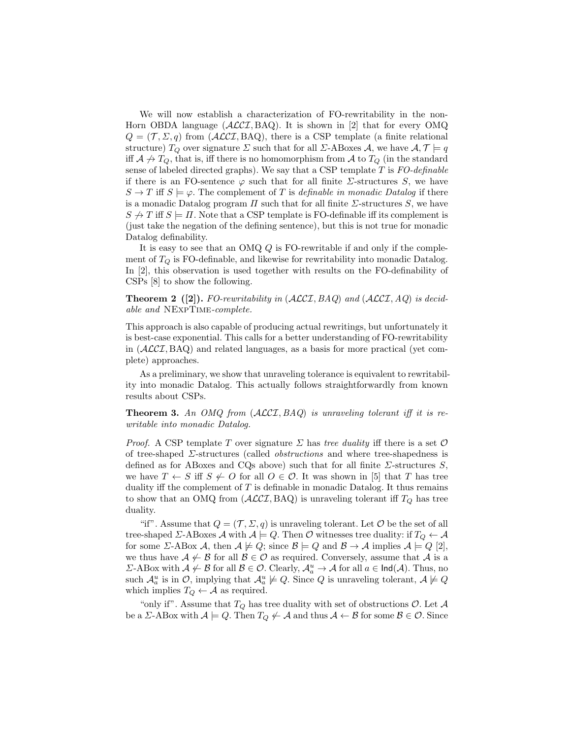We will now establish a characterization of FO-rewritability in the non-Horn OBDA language $(\mathcal{ALCI}, \text{BAQ})$. It is shown in [2] that for every OMQ $Q = (\mathcal{T}, \Sigma, q)$ from $(\mathcal{ALCI}, \text{BAQ})$, there is a CSP template (a finite relational structure) $T_Q$ over signature $\Sigma$ such that for all $\Sigma$-ABoxes $\mathcal{A}$, we have $\mathcal{A}, \mathcal{T} \models q$ iff $\mathcal{A} \not\to T_Q$, that is, iff there is no homomorphism from $\mathcal{A}$ to $T_Q$ (in the standard sense of labeled directed graphs). We say that a CSP template $T$ is *FO-definable* if there is an FO-sentence $\varphi$ such that for all finite $\Sigma$-structures $S$, we have $S \to T$ iff $S \models \varphi$. The complement of $T$ is *definable in monadic Datalog* if there is a monadic Datalog program $\Pi$ such that for all finite $\Sigma$-structures $S$, we have $S \not\to T$ iff $S \models \Pi$. Note that a CSP template is FO-definable iff its complement is (just take the negation of the defining sentence), but this is not true for monadic Datalog definability.

It is easy to see that an OMQ $Q$ is FO-rewritable if and only if the complement of $T_Q$ is FO-definable, and likewise for rewritability into monadic Datalog. In [2], this observation is used together with results on the FO-definability of CSPs [8] to show the following.

**Theorem 2 ([2]).** *FO-rewritability in $(\mathcal{ALCI}, BAQ)$ and $(\mathcal{ALCI}, AQ)$ is decidable and* NExpTime*-complete.*

This approach is also capable of producing actual rewritings, but unfortunately it is best-case exponential. This calls for a better understanding of FO-rewritability in $(\mathcal{ALCI}, \text{BAQ})$ and related languages, as a basis for more practical (yet complete) approaches.

As a preliminary, we show that unraveling tolerance is equivalent to rewritability into monadic Datalog. This actually follows straightforwardly from known results about CSPs.

**Theorem 3.** *An OMQ from $(\mathcal{ALCI}, BAQ)$ is unraveling tolerant iff it is rewritable into monadic Datalog.*

*Proof.* A CSP template $T$ over signature $\Sigma$ has *tree duality* iff there is a set $\mathcal{O}$ of tree-shaped $\Sigma$-structures (called *obstructions* and where tree-shapedness is defined as for ABoxes and CQs above) such that for all finite $\Sigma$-structures $S$, we have $T \leftarrow S$ iff $S \not\leftarrow O$ for all $O \in \mathcal{O}$. It was shown in [5] that $T$ has tree duality iff the complement of $T$ is definable in monadic Datalog. It thus remains to show that an OMQ from $(\mathcal{ALCI}, \text{BAQ})$ is unraveling tolerant iff $T_Q$ has tree duality.

"if". Assume that $Q = (\mathcal{T}, \Sigma, q)$ is unraveling tolerant. Let $\mathcal{O}$ be the set of all tree-shaped $\Sigma$-ABoxes $\mathcal{A}$ with $\mathcal{A} \models Q$. Then $\mathcal{O}$ witnesses tree duality: if $T_Q \leftarrow \mathcal{A}$ for some $\Sigma$-ABox $\mathcal{A}$, then $\mathcal{A} \not\models Q$; since $\mathcal{B} \models Q$ and $\mathcal{B} \to \mathcal{A}$ implies $\mathcal{A} \models Q$ [2], we thus have $\mathcal{A} \not\leftarrow \mathcal{B}$ for all $\mathcal{B} \in \mathcal{O}$ as required. Conversely, assume that $\mathcal{A}$ is a $\Sigma$-ABox with $\mathcal{A} \not\leftarrow \mathcal{B}$ for all $\mathcal{B} \in \mathcal{O}$. Clearly, $\mathcal{A}^u_a \to \mathcal{A}$ for all $a \in \mathsf{Ind}(\mathcal{A})$. Thus, no such $\mathcal{A}^u_a$ is in $\mathcal{O}$, implying that $\mathcal{A}^u_a \not\models Q$. Since $Q$ is unraveling tolerant, $\mathcal{A} \not\models Q$ which implies $T_Q \leftarrow \mathcal{A}$ as required.

"only if". Assume that $T_Q$ has tree duality with set of obstructions $\mathcal{O}$. Let $\mathcal{A}$ be a $\Sigma$-ABox with $\mathcal{A} \models Q$. Then $T_Q \not\leftarrow \mathcal{A}$ and thus $\mathcal{A} \leftarrow \mathcal{B}$ for some $\mathcal{B} \in \mathcal{O}$. Since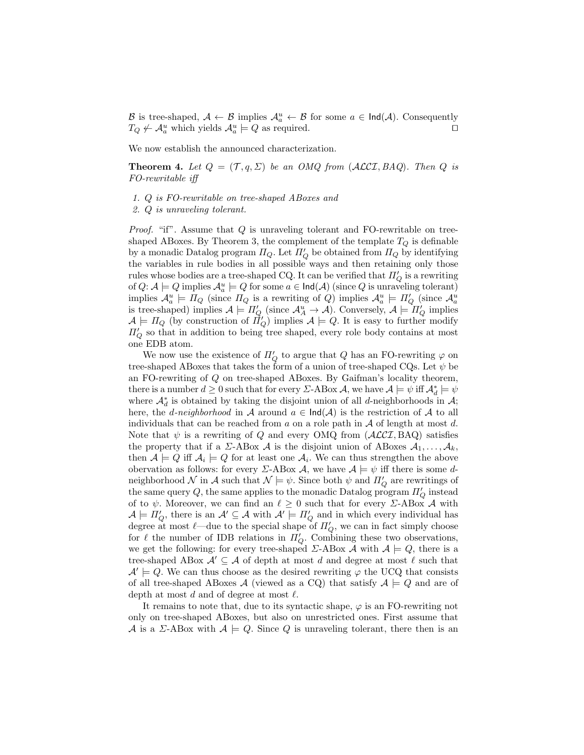$\mathcal{B}$ is tree-shaped, $\mathcal{A} \leftarrow \mathcal{B}$ implies $\mathcal{A}^u_a \leftarrow \mathcal{B}$ for some $a \in \mathsf{Ind}(\mathcal{A})$. Consequently $T_Q \not\leftarrow \mathcal{A}^u_a$ which yields $\mathcal{A}^u_a \models Q$ as required. □

We now establish the announced characterization.

**Theorem 4.** *Let $Q = (\mathcal{T}, q, \Sigma)$ be an OMQ from $(\mathcal{ALCI}, BAQ)$. Then $Q$ is FO-rewritable iff*

1. *$Q$ is FO-rewritable on tree-shaped ABoxes and*
2. *$Q$ is unraveling tolerant.*

*Proof.* "if". Assume that $Q$ is unraveling tolerant and FO-rewritable on tree-shaped ABoxes. By Theorem 3, the complement of the template $T_Q$ is definable by a monadic Datalog program $\Pi_Q$. Let $\Pi'_Q$ be obtained from $\Pi_Q$ by identifying the variables in rule bodies in all possible ways and then retaining only those rules whose bodies are a tree-shaped CQ. It can be verified that $\Pi'_Q$ is a rewriting of $Q$: $\mathcal{A} \models Q$ implies $\mathcal{A}^u_a \models Q$ for some $a \in \mathsf{Ind}(\mathcal{A})$ (since $Q$ is unraveling tolerant) implies $\mathcal{A}^u_a \models \Pi_Q$ (since $\Pi_Q$ is a rewriting of $Q$) implies $\mathcal{A}^u_a \models \Pi'_Q$ (since $\mathcal{A}^u_a$ is tree-shaped) implies $\mathcal{A} \models \Pi'_Q$ (since $\mathcal{A}^u_A \rightarrow \mathcal{A}$). Conversely, $\mathcal{A} \models \Pi'_Q$ implies $\mathcal{A} \models \Pi_Q$ (by construction of $\Pi'_Q$) implies $\mathcal{A} \models Q$. It is easy to further modify $\Pi'_Q$ so that in addition to being tree shaped, every role body contains at most one EDB atom.

We now use the existence of $\Pi'_Q$ to argue that $Q$ has an FO-rewriting $\varphi$ on tree-shaped ABoxes that takes the form of a union of tree-shaped CQs. Let $\psi$ be an FO-rewriting of $Q$ on tree-shaped ABoxes. By Gaifman's locality theorem, there is a number $d \geq 0$ such that for every $\Sigma$-ABox $\mathcal{A}$, we have $\mathcal{A} \models \psi$ iff $\mathcal{A}^*_d \models \psi$ where $\mathcal{A}^*_d$ is obtained by taking the disjoint union of all $d$-neighborhoods in $\mathcal{A}$; here, the *$d$-neighborhood* in $\mathcal{A}$ around $a \in \mathsf{Ind}(\mathcal{A})$ is the restriction of $\mathcal{A}$ to all individuals that can be reached from $a$ on a role path in $\mathcal{A}$ of length at most $d$. Note that $\psi$ is a rewriting of $Q$ and every OMQ from $(\mathcal{ALCI}, \text{BAQ})$ satisfies the property that if a $\Sigma$-ABox $\mathcal{A}$ is the disjoint union of ABoxes $\mathcal{A}_1, \ldots, \mathcal{A}_k$, then $\mathcal{A} \models Q$ iff $\mathcal{A}_i \models Q$ for at least one $\mathcal{A}_i$. We can thus strengthen the above observation as follows: for every $\Sigma$-ABox $\mathcal{A}$, we have $\mathcal{A} \models \psi$ iff there is some $d$-neighborhood $\mathcal{N}$ in $\mathcal{A}$ such that $\mathcal{N} \models \psi$. Since both $\psi$ and $\Pi'_Q$ are rewritings of the same query $Q$, the same applies to the monadic Datalog program $\Pi'_Q$ instead of to $\psi$. Moreover, we can find an $\ell \geq 0$ such that for every $\Sigma$-ABox $\mathcal{A}$ with $\mathcal{A} \models \Pi'_Q$, there is an $\mathcal{A}' \subseteq \mathcal{A}$ with $\mathcal{A}' \models \Pi'_Q$ and in which every individual has degree at most $\ell$—due to the special shape of $\Pi'_Q$, we can in fact simply choose for $\ell$ the number of IDB relations in $\Pi'_Q$. Combining these two observations, we get the following: for every tree-shaped $\Sigma$-ABox $\mathcal{A}$ with $\mathcal{A} \models Q$, there is a tree-shaped ABox $\mathcal{A}' \subseteq \mathcal{A}$ of depth at most $d$ and degree at most $\ell$ such that $\mathcal{A}' \models Q$. We can thus choose as the desired rewriting $\varphi$ the UCQ that consists of all tree-shaped ABoxes $\mathcal{A}$ (viewed as a CQ) that satisfy $\mathcal{A} \models Q$ and are of depth at most $d$ and of degree at most $\ell$.

It remains to note that, due to its syntactic shape, $\varphi$ is an FO-rewriting not only on tree-shaped ABoxes, but also on unrestricted ones. First assume that $\mathcal{A}$ is a $\Sigma$-ABox with $\mathcal{A} \models Q$. Since $Q$ is unraveling tolerant, there then is an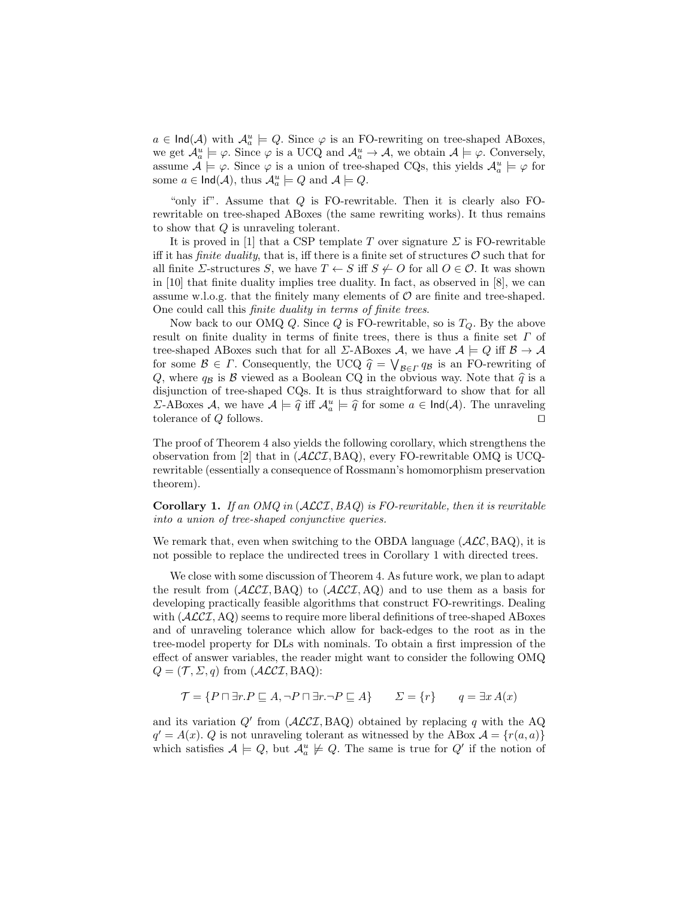$a \in \mathsf{Ind}(\mathcal{A})$ with $\mathcal{A}_a^u \models Q$. Since $\varphi$ is an FO-rewriting on tree-shaped ABoxes, we get $\mathcal{A}_a^u \models \varphi$. Since $\varphi$ is a UCQ and $\mathcal{A}_a^u \to \mathcal{A}$, we obtain $\mathcal{A} \models \varphi$. Conversely, assume $\mathcal{A} \models \varphi$. Since $\varphi$ is a union of tree-shaped CQs, this yields $\mathcal{A}_a^u \models \varphi$ for some $a \in \mathsf{Ind}(\mathcal{A})$, thus $\mathcal{A}_a^u \models Q$ and $\mathcal{A} \models Q$.

"only if". Assume that $Q$ is FO-rewritable. Then it is clearly also FO-rewritable on tree-shaped ABoxes (the same rewriting works). It thus remains to show that $Q$ is unraveling tolerant.

It is proved in [1] that a CSP template $T$ over signature $\Sigma$ is FO-rewritable iff it has *finite duality*, that is, iff there is a finite set of structures $\mathcal{O}$ such that for all finite $\Sigma$-structures $S$, we have $T \leftarrow S$ iff $S \not\leftarrow O$ for all $O \in \mathcal{O}$. It was shown in [10] that finite duality implies tree duality. In fact, as observed in [8], we can assume w.l.o.g. that the finitely many elements of $\mathcal{O}$ are finite and tree-shaped. One could call this *finite duality in terms of finite trees*.

Now back to our OMQ $Q$. Since $Q$ is FO-rewritable, so is $T_Q$. By the above result on finite duality in terms of finite trees, there is thus a finite set $\Gamma$ of tree-shaped ABoxes such that for all $\Sigma$-ABoxes $\mathcal{A}$, we have $\mathcal{A} \models Q$ iff $\mathcal{B} \to \mathcal{A}$ for some $\mathcal{B} \in \Gamma$. Consequently, the UCQ $\widehat{q} = \bigvee_{\mathcal{B} \in \Gamma} q_\mathcal{B}$ is an FO-rewriting of $Q$, where $q_\mathcal{B}$ is $\mathcal{B}$ viewed as a Boolean CQ in the obvious way. Note that $\widehat{q}$ is a disjunction of tree-shaped CQs. It is thus straightforward to show that for all $\Sigma$-ABoxes $\mathcal{A}$, we have $\mathcal{A} \models \widehat{q}$ iff $\mathcal{A}_a^u \models \widehat{q}$ for some $a \in \mathsf{Ind}(\mathcal{A})$. The unraveling tolerance of $Q$ follows. ☐

The proof of Theorem 4 also yields the following corollary, which strengthens the observation from [2] that in ($\mathcal{ALCI}$, BAQ), every FO-rewritable OMQ is UCQ-rewritable (essentially a consequence of Rossmann's homomorphism preservation theorem).

**Corollary 1.** *If an OMQ in ($\mathcal{ALCI}$, BAQ) is FO-rewritable, then it is rewritable into a union of tree-shaped conjunctive queries.*

We remark that, even when switching to the OBDA language ($\mathcal{ALC}$, BAQ), it is not possible to replace the undirected trees in Corollary 1 with directed trees.

We close with some discussion of Theorem 4. As future work, we plan to adapt the result from ($\mathcal{ALCI}$, BAQ) to ($\mathcal{ALCI}$, AQ) and to use them as a basis for developing practically feasible algorithms that construct FO-rewritings. Dealing with ($\mathcal{ALCI}$, AQ) seems to require more liberal definitions of tree-shaped ABoxes and of unraveling tolerance which allow for back-edges to the root as in the tree-model property for DLs with nominals. To obtain a first impression of the effect of answer variables, the reader might want to consider the following OMQ $Q = (\mathcal{T}, \Sigma, q)$ from ($\mathcal{ALCI}$, BAQ):

$$\mathcal{T} = \{P \sqcap \exists r.P \sqsubseteq A, \neg P \sqcap \exists r.\neg P \sqsubseteq A\} \qquad \Sigma = \{r\} \qquad q = \exists x\, A(x)$$

and its variation $Q'$ from ($\mathcal{ALCI}$, BAQ) obtained by replacing $q$ with the AQ $q' = A(x)$. $Q$ is not unraveling tolerant as witnessed by the ABox $\mathcal{A} = \{r(a,a)\}$ which satisfies $\mathcal{A} \models Q$, but $\mathcal{A}_a^u \not\models Q$. The same is true for $Q'$ if the notion of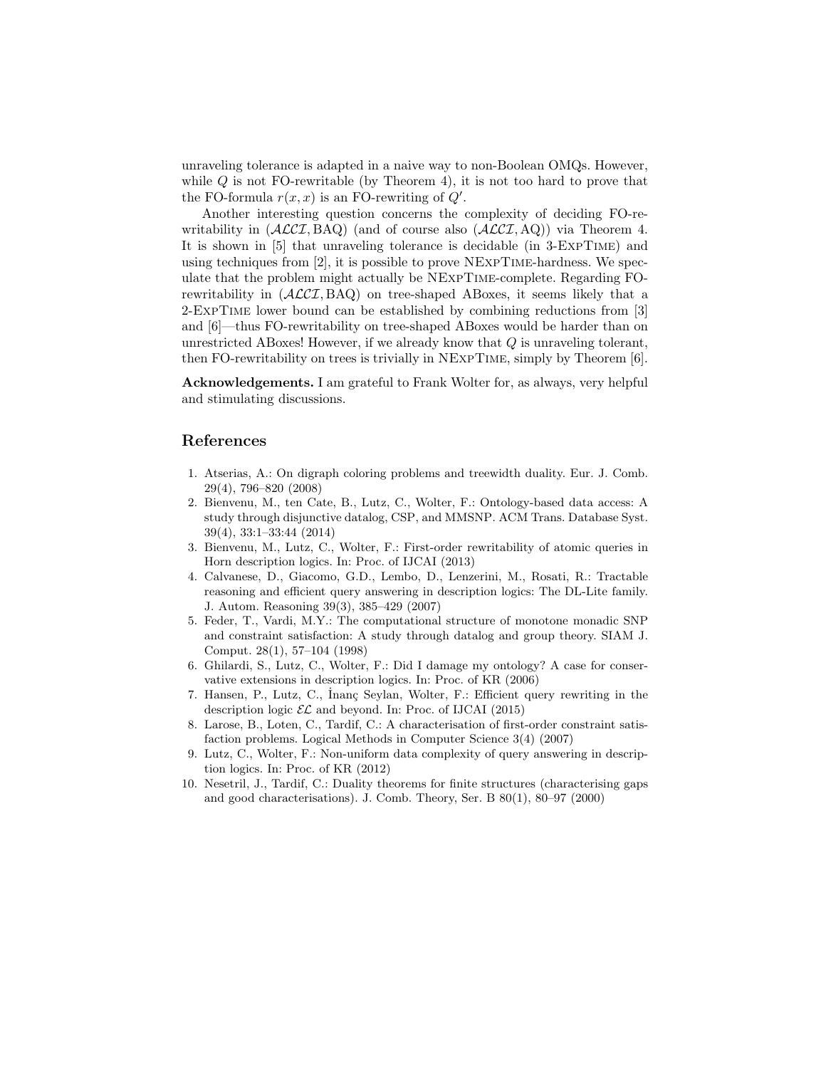unraveling tolerance is adapted in a naive way to non-Boolean OMQs. However, while $Q$ is not FO-rewritable (by Theorem 4), it is not too hard to prove that the FO-formula $r(x, x)$ is an FO-rewriting of $Q'$.

Another interesting question concerns the complexity of deciding FO-rewritability in $(\mathcal{ALCI}, \text{BAQ})$ (and of course also $(\mathcal{ALCI}, \text{AQ})$) via Theorem 4. It is shown in [5] that unraveling tolerance is decidable (in 3-ExpTime) and using techniques from [2], it is possible to prove NExpTime-hardness. We speculate that the problem might actually be NExpTime-complete. Regarding FO-rewritability in $(\mathcal{ALCI}, \text{BAQ})$ on tree-shaped ABoxes, it seems likely that a 2-ExpTime lower bound can be established by combining reductions from [3] and [6]—thus FO-rewritability on tree-shaped ABoxes would be harder than on unrestricted ABoxes! However, if we already know that $Q$ is unraveling tolerant, then FO-rewritability on trees is trivially in NExpTime, simply by Theorem [6].

**Acknowledgements.** I am grateful to Frank Wolter for, as always, very helpful and stimulating discussions.

## References

1. Atserias, A.: On digraph coloring problems and treewidth duality. Eur. J. Comb. 29(4), 796–820 (2008)
2. Bienvenu, M., ten Cate, B., Lutz, C., Wolter, F.: Ontology-based data access: A study through disjunctive datalog, CSP, and MMSNP. ACM Trans. Database Syst. 39(4), 33:1–33:44 (2014)
3. Bienvenu, M., Lutz, C., Wolter, F.: First-order rewritability of atomic queries in Horn description logics. In: Proc. of IJCAI (2013)
4. Calvanese, D., Giacomo, G.D., Lembo, D., Lenzerini, M., Rosati, R.: Tractable reasoning and efficient query answering in description logics: The DL-Lite family. J. Autom. Reasoning 39(3), 385–429 (2007)
5. Feder, T., Vardi, M.Y.: The computational structure of monotone monadic SNP and constraint satisfaction: A study through datalog and group theory. SIAM J. Comput. 28(1), 57–104 (1998)
6. Ghilardi, S., Lutz, C., Wolter, F.: Did I damage my ontology? A case for conservative extensions in description logics. In: Proc. of KR (2006)
7. Hansen, P., Lutz, C., İnanç Seylan, Wolter, F.: Efficient query rewriting in the description logic $\mathcal{EL}$ and beyond. In: Proc. of IJCAI (2015)
8. Larose, B., Loten, C., Tardif, C.: A characterisation of first-order constraint satisfaction problems. Logical Methods in Computer Science 3(4) (2007)
9. Lutz, C., Wolter, F.: Non-uniform data complexity of query answering in description logics. In: Proc. of KR (2012)
10. Nesetril, J., Tardif, C.: Duality theorems for finite structures (characterising gaps and good characterisations). J. Comb. Theory, Ser. B 80(1), 80–97 (2000)